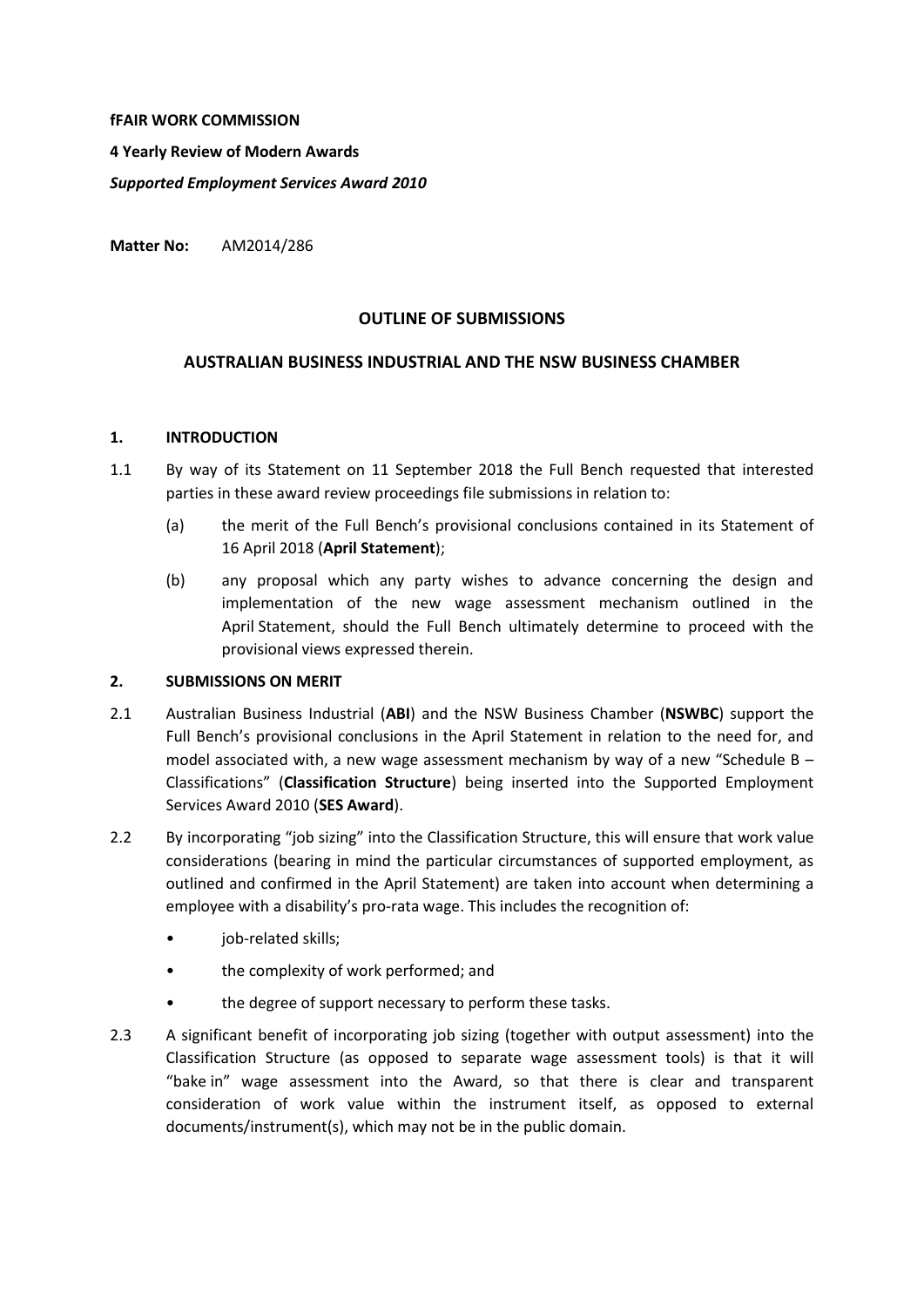**fFAIR WORK COMMISSION**

**4 Yearly Review of Modern Awards**

***Supported Employment Services Award 2010***

**Matter No:** AM2014/286

## OUTLINE OF SUBMISSIONS

## AUSTRALIAN BUSINESS INDUSTRIAL AND THE NSW BUSINESS CHAMBER

### 1. INTRODUCTION

1.1 By way of its Statement on 11 September 2018 the Full Bench requested that interested parties in these award review proceedings file submissions in relation to:

(a) the merit of the Full Bench's provisional conclusions contained in its Statement of 16 April 2018 (**April Statement**);

(b) any proposal which any party wishes to advance concerning the design and implementation of the new wage assessment mechanism outlined in the April Statement, should the Full Bench ultimately determine to proceed with the provisional views expressed therein.

### 2. SUBMISSIONS ON MERIT

2.1 Australian Business Industrial (**ABI**) and the NSW Business Chamber (**NSWBC**) support the Full Bench's provisional conclusions in the April Statement in relation to the need for, and model associated with, a new wage assessment mechanism by way of a new "Schedule B – Classifications" (**Classification Structure**) being inserted into the Supported Employment Services Award 2010 (**SES Award**).

2.2 By incorporating "job sizing" into the Classification Structure, this will ensure that work value considerations (bearing in mind the particular circumstances of supported employment, as outlined and confirmed in the April Statement) are taken into account when determining a employee with a disability's pro-rata wage. This includes the recognition of:

- job-related skills;
- the complexity of work performed; and
- the degree of support necessary to perform these tasks.

2.3 A significant benefit of incorporating job sizing (together with output assessment) into the Classification Structure (as opposed to separate wage assessment tools) is that it will "bake in" wage assessment into the Award, so that there is clear and transparent consideration of work value within the instrument itself, as opposed to external documents/instrument(s), which may not be in the public domain.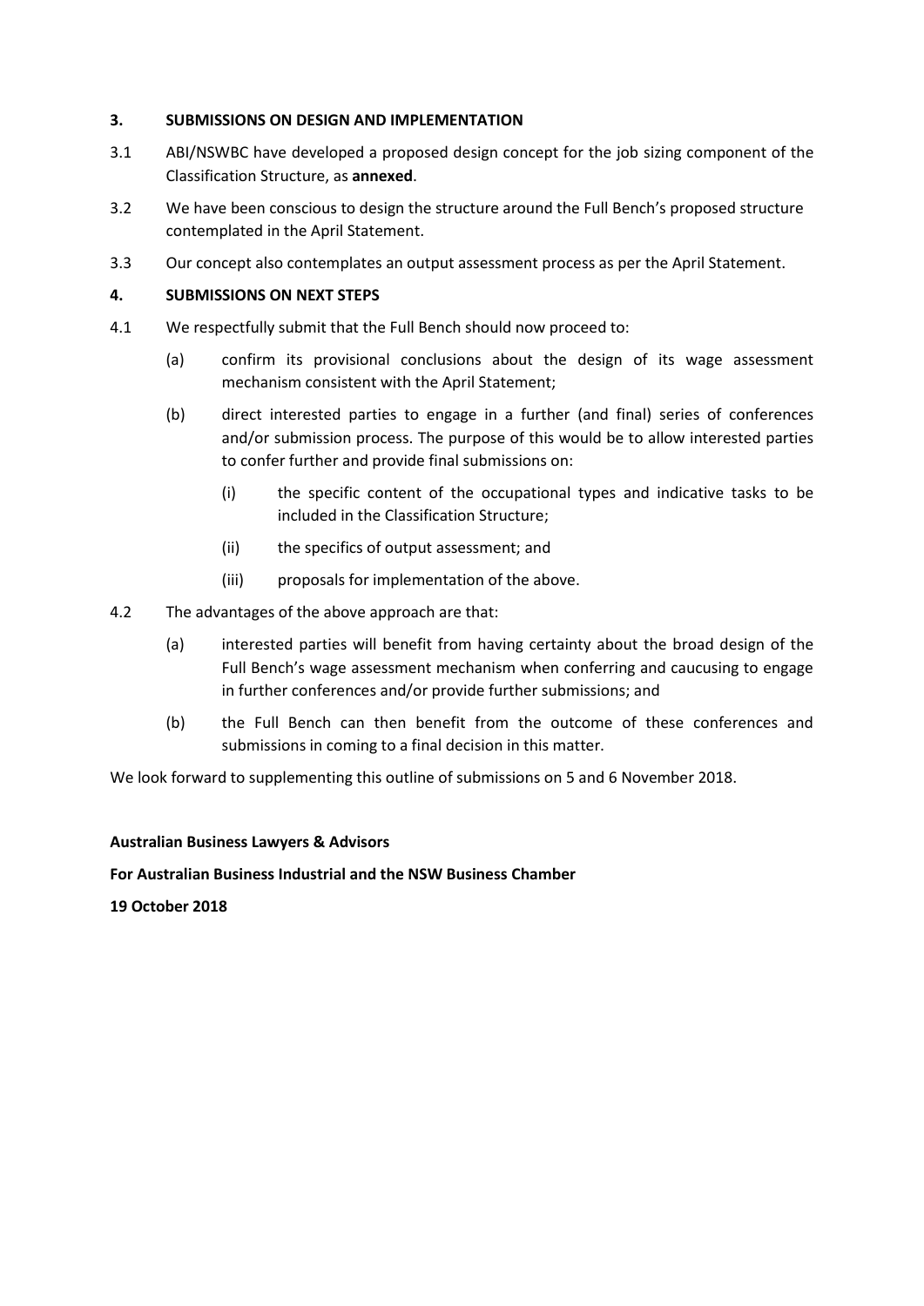## 3. SUBMISSIONS ON DESIGN AND IMPLEMENTATION

3.1 ABI/NSWBC have developed a proposed design concept for the job sizing component of the Classification Structure, as **annexed**.

3.2 We have been conscious to design the structure around the Full Bench's proposed structure contemplated in the April Statement.

3.3 Our concept also contemplates an output assessment process as per the April Statement.

## 4. SUBMISSIONS ON NEXT STEPS

4.1 We respectfully submit that the Full Bench should now proceed to:

- (a) confirm its provisional conclusions about the design of its wage assessment mechanism consistent with the April Statement;
- (b) direct interested parties to engage in a further (and final) series of conferences and/or submission process. The purpose of this would be to allow interested parties to confer further and provide final submissions on:
  - (i) the specific content of the occupational types and indicative tasks to be included in the Classification Structure;
  - (ii) the specifics of output assessment; and
  - (iii) proposals for implementation of the above.

4.2 The advantages of the above approach are that:

- (a) interested parties will benefit from having certainty about the broad design of the Full Bench's wage assessment mechanism when conferring and caucusing to engage in further conferences and/or provide further submissions; and
- (b) the Full Bench can then benefit from the outcome of these conferences and submissions in coming to a final decision in this matter.

We look forward to supplementing this outline of submissions on 5 and 6 November 2018.

**Australian Business Lawyers & Advisors**

**For Australian Business Industrial and the NSW Business Chamber**

**19 October 2018**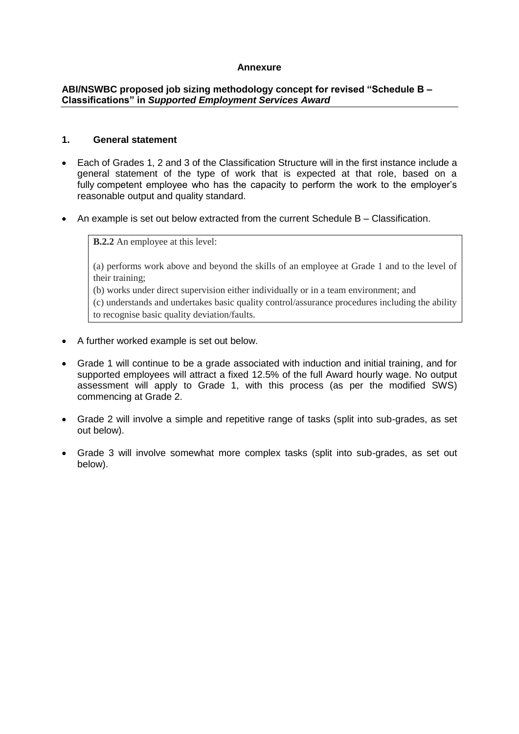**Annexure**

**ABI/NSWBC proposed job sizing methodology concept for revised "Schedule B – Classifications" in *Supported Employment Services Award***

## 1. General statement

- Each of Grades 1, 2 and 3 of the Classification Structure will in the first instance include a general statement of the type of work that is expected at that role, based on a fully competent employee who has the capacity to perform the work to the employer's reasonable output and quality standard.
- An example is set out below extracted from the current Schedule B – Classification.

> **B.2.2** An employee at this level:
>
> (a) performs work above and beyond the skills of an employee at Grade 1 and to the level of their training;
> (b) works under direct supervision either individually or in a team environment; and
> (c) understands and undertakes basic quality control/assurance procedures including the ability to recognise basic quality deviation/faults.

- A further worked example is set out below.
- Grade 1 will continue to be a grade associated with induction and initial training, and for supported employees will attract a fixed 12.5% of the full Award hourly wage. No output assessment will apply to Grade 1, with this process (as per the modified SWS) commencing at Grade 2.
- Grade 2 will involve a simple and repetitive range of tasks (split into sub-grades, as set out below).
- Grade 3 will involve somewhat more complex tasks (split into sub-grades, as set out below).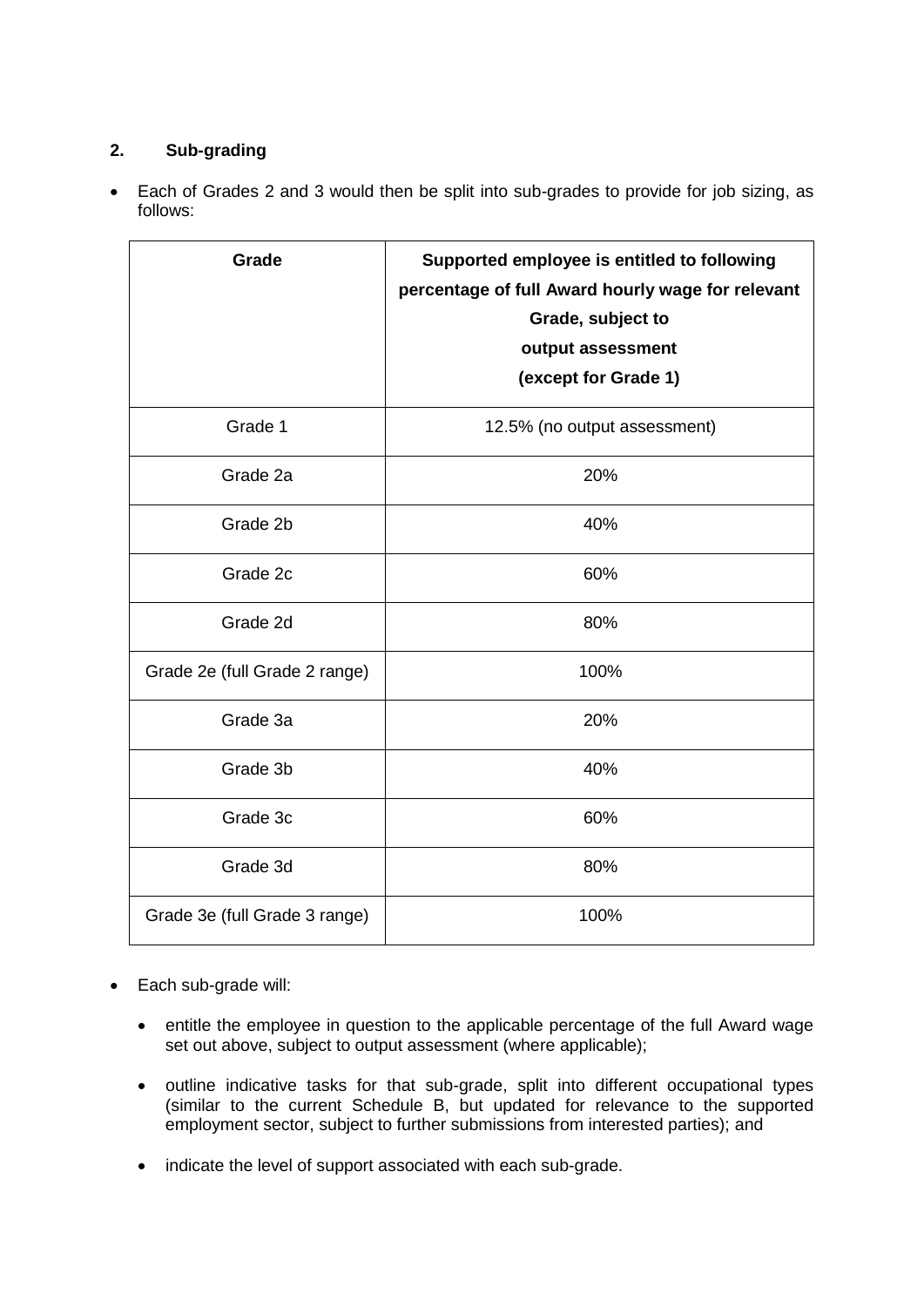## 2. Sub-grading

- Each of Grades 2 and 3 would then be split into sub-grades to provide for job sizing, as follows:

| Grade | Supported employee is entitled to following percentage of full Award hourly wage for relevant Grade, subject to output assessment (except for Grade 1) |
|---|---|
| Grade 1 | 12.5% (no output assessment) |
| Grade 2a | 20% |
| Grade 2b | 40% |
| Grade 2c | 60% |
| Grade 2d | 80% |
| Grade 2e (full Grade 2 range) | 100% |
| Grade 3a | 20% |
| Grade 3b | 40% |
| Grade 3c | 60% |
| Grade 3d | 80% |
| Grade 3e (full Grade 3 range) | 100% |

- Each sub-grade will:
  - entitle the employee in question to the applicable percentage of the full Award wage set out above, subject to output assessment (where applicable);
  - outline indicative tasks for that sub-grade, split into different occupational types (similar to the current Schedule B, but updated for relevance to the supported employment sector, subject to further submissions from interested parties); and
  - indicate the level of support associated with each sub-grade.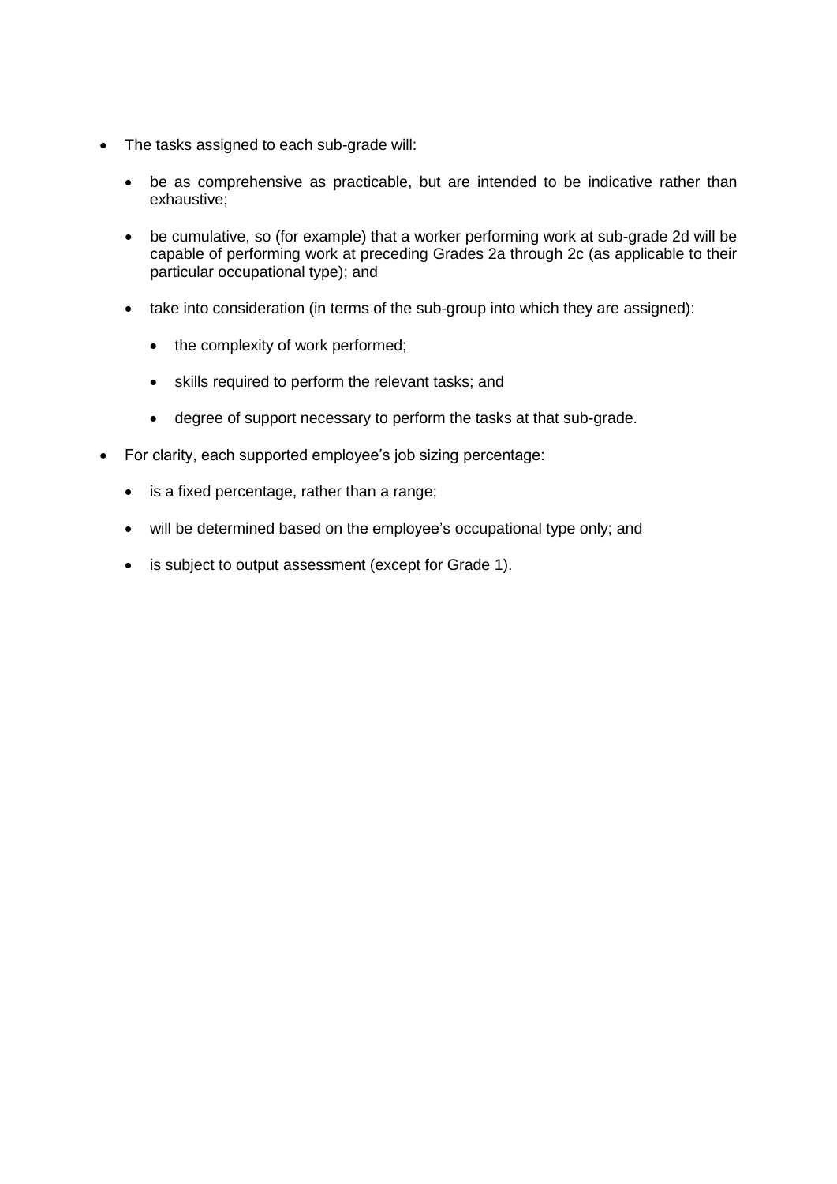- The tasks assigned to each sub-grade will:
  - be as comprehensive as practicable, but are intended to be indicative rather than exhaustive;
  - be cumulative, so (for example) that a worker performing work at sub-grade 2d will be capable of performing work at preceding Grades 2a through 2c (as applicable to their particular occupational type); and
  - take into consideration (in terms of the sub-group into which they are assigned):
    - the complexity of work performed;
    - skills required to perform the relevant tasks; and
    - degree of support necessary to perform the tasks at that sub-grade.
- For clarity, each supported employee's job sizing percentage:
  - is a fixed percentage, rather than a range;
  - will be determined based on the employee's occupational type only; and
  - is subject to output assessment (except for Grade 1).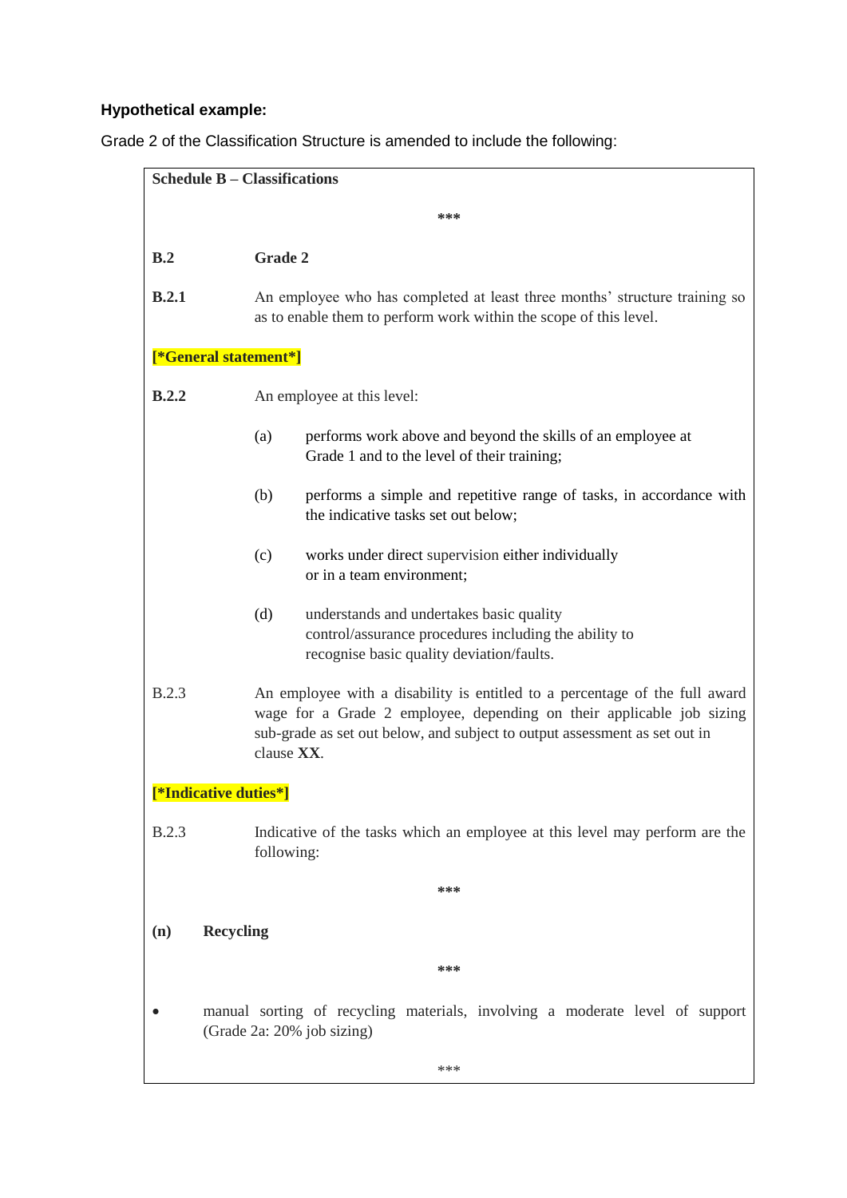**Hypothetical example:**

Grade 2 of the Classification Structure is amended to include the following:

**Schedule B – Classifications**

**\*\*\***

**B.2 Grade 2**

**B.2.1** An employee who has completed at least three months' structure training so as to enable them to perform work within the scope of this level.

**[*General statement*]**

**B.2.2** An employee at this level:

(a) performs work above and beyond the skills of an employee at Grade 1 and to the level of their training;

(b) performs a simple and repetitive range of tasks, in accordance with the indicative tasks set out below;

(c) works under direct supervision either individually or in a team environment;

(d) understands and undertakes basic quality control/assurance procedures including the ability to recognise basic quality deviation/faults.

B.2.3 An employee with a disability is entitled to a percentage of the full award wage for a Grade 2 employee, depending on their applicable job sizing sub-grade as set out below, and subject to output assessment as set out in clause **XX**.

**[*Indicative duties*]**

B.2.3 Indicative of the tasks which an employee at this level may perform are the following:

**\*\*\***

**(n) Recycling**

**\*\*\***

- manual sorting of recycling materials, involving a moderate level of support (Grade 2a: 20% job sizing)

\*\*\*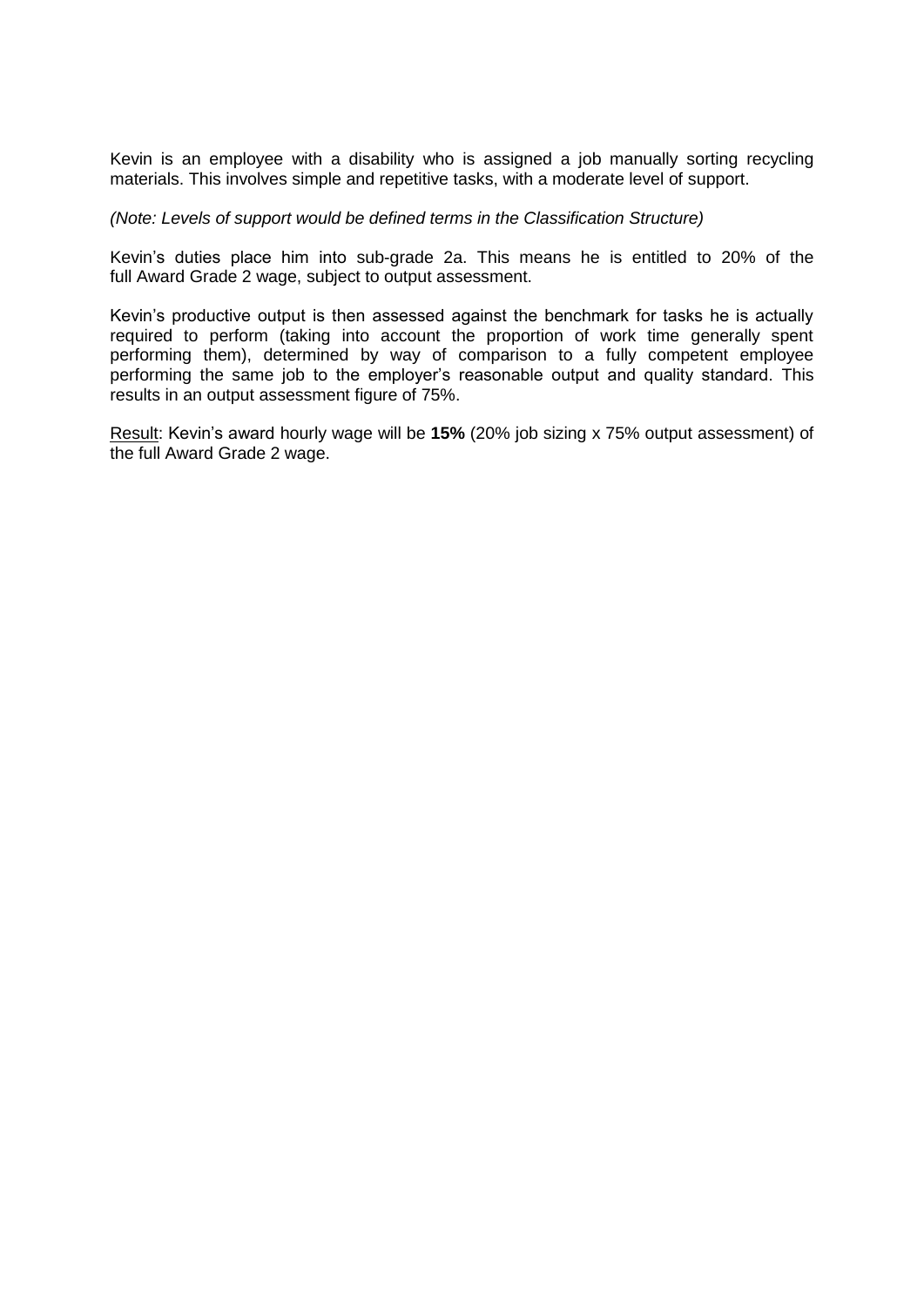Kevin is an employee with a disability who is assigned a job manually sorting recycling materials. This involves simple and repetitive tasks, with a moderate level of support.

*(Note: Levels of support would be defined terms in the Classification Structure)*

Kevin's duties place him into sub-grade 2a. This means he is entitled to 20% of the full Award Grade 2 wage, subject to output assessment.

Kevin's productive output is then assessed against the benchmark for tasks he is actually required to perform (taking into account the proportion of work time generally spent performing them), determined by way of comparison to a fully competent employee performing the same job to the employer's reasonable output and quality standard. This results in an output assessment figure of 75%.

<u>Result</u>: Kevin's award hourly wage will be **15%** (20% job sizing x 75% output assessment) of the full Award Grade 2 wage.